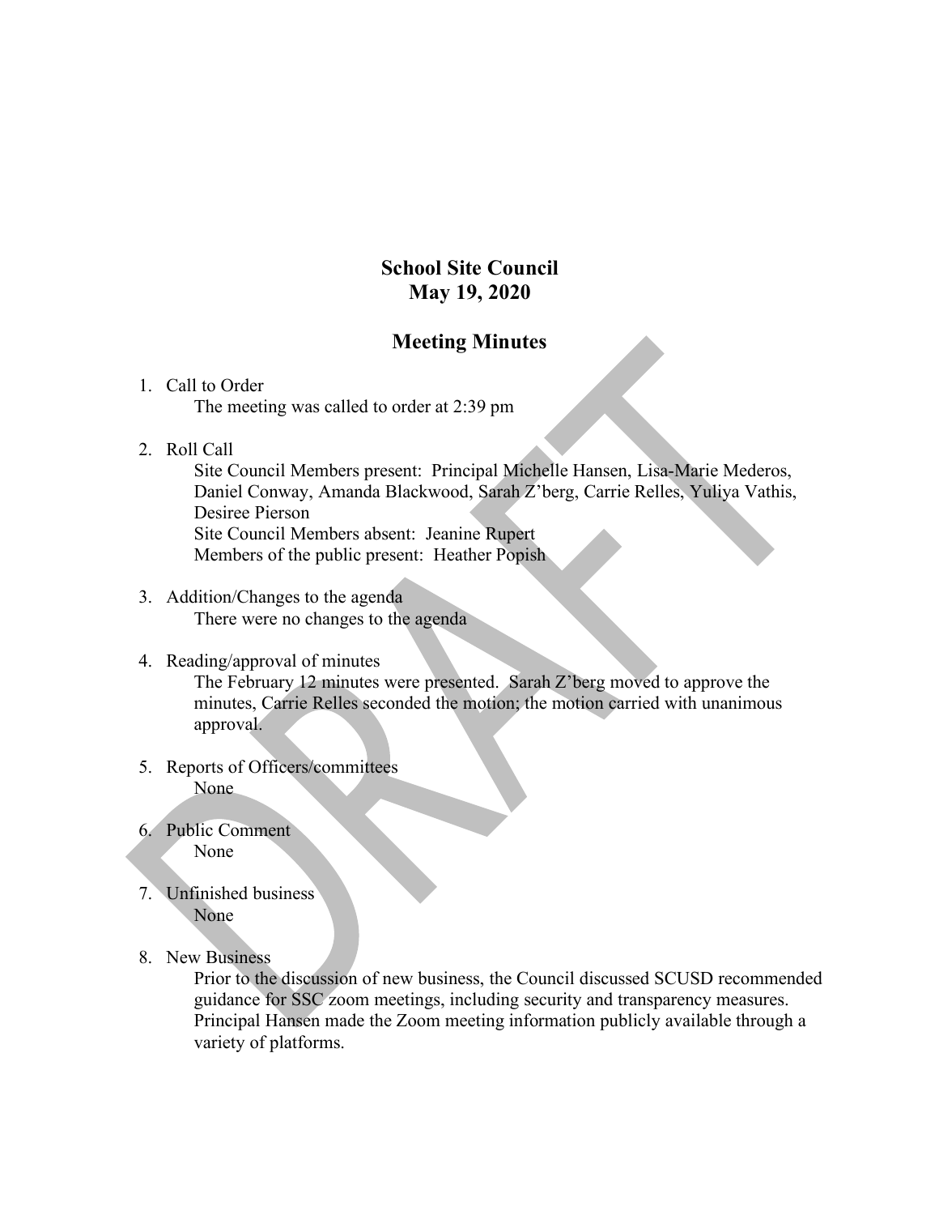# School Site Council
# May 19, 2020

## Meeting Minutes

1. Call to Order
   The meeting was called to order at 2:39 pm

2. Roll Call
   Site Council Members present: Principal Michelle Hansen, Lisa-Marie Mederos, Daniel Conway, Amanda Blackwood, Sarah Z'berg, Carrie Relles, Yuliya Vathis, Desiree Pierson
   Site Council Members absent: Jeanine Rupert
   Members of the public present: Heather Popish

3. Addition/Changes to the agenda
   There were no changes to the agenda

4. Reading/approval of minutes
   The February 12 minutes were presented. Sarah Z'berg moved to approve the minutes, Carrie Relles seconded the motion; the motion carried with unanimous approval.

5. Reports of Officers/committees
   None

6. Public Comment
   None

7. Unfinished business
   None

8. New Business
   Prior to the discussion of new business, the Council discussed SCUSD recommended guidance for SSC zoom meetings, including security and transparency measures. Principal Hansen made the Zoom meeting information publicly available through a variety of platforms.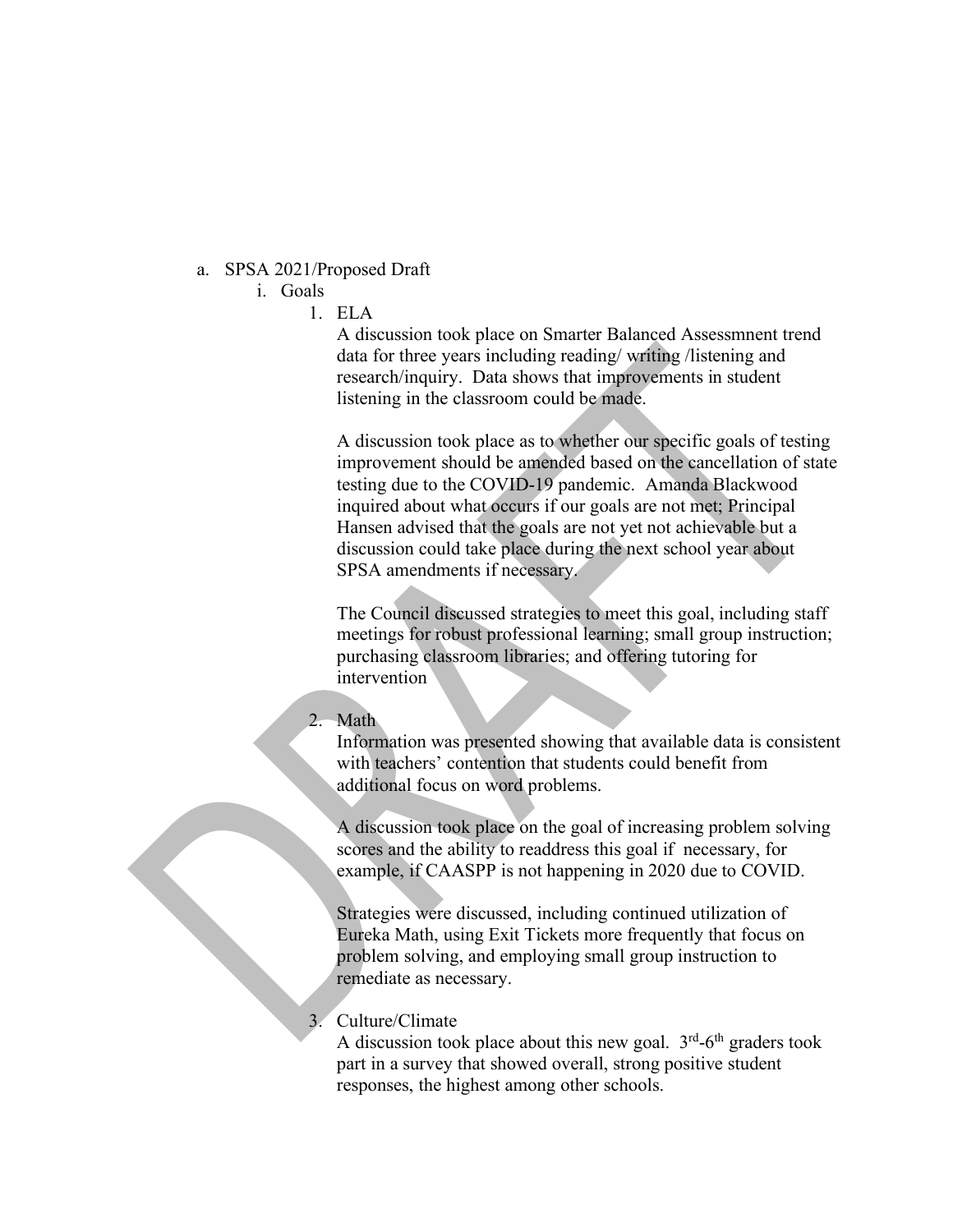a. SPSA 2021/Proposed Draft
    i. Goals
        1. ELA

           A discussion took place on Smarter Balanced Assessmnent trend data for three years including reading/ writing /listening and research/inquiry. Data shows that improvements in student listening in the classroom could be made.

           A discussion took place as to whether our specific goals of testing improvement should be amended based on the cancellation of state testing due to the COVID-19 pandemic. Amanda Blackwood inquired about what occurs if our goals are not met; Principal Hansen advised that the goals are not yet not achievable but a discussion could take place during the next school year about SPSA amendments if necessary.

           The Council discussed strategies to meet this goal, including staff meetings for robust professional learning; small group instruction; purchasing classroom libraries; and offering tutoring for intervention

        2. Math

           Information was presented showing that available data is consistent with teachers' contention that students could benefit from additional focus on word problems.

           A discussion took place on the goal of increasing problem solving scores and the ability to readdress this goal if necessary, for example, if CAASPP is not happening in 2020 due to COVID.

           Strategies were discussed, including continued utilization of Eureka Math, using Exit Tickets more frequently that focus on problem solving, and employing small group instruction to remediate as necessary.

        3. Culture/Climate

           A discussion took place about this new goal. 3rd-6th graders took part in a survey that showed overall, strong positive student responses, the highest among other schools.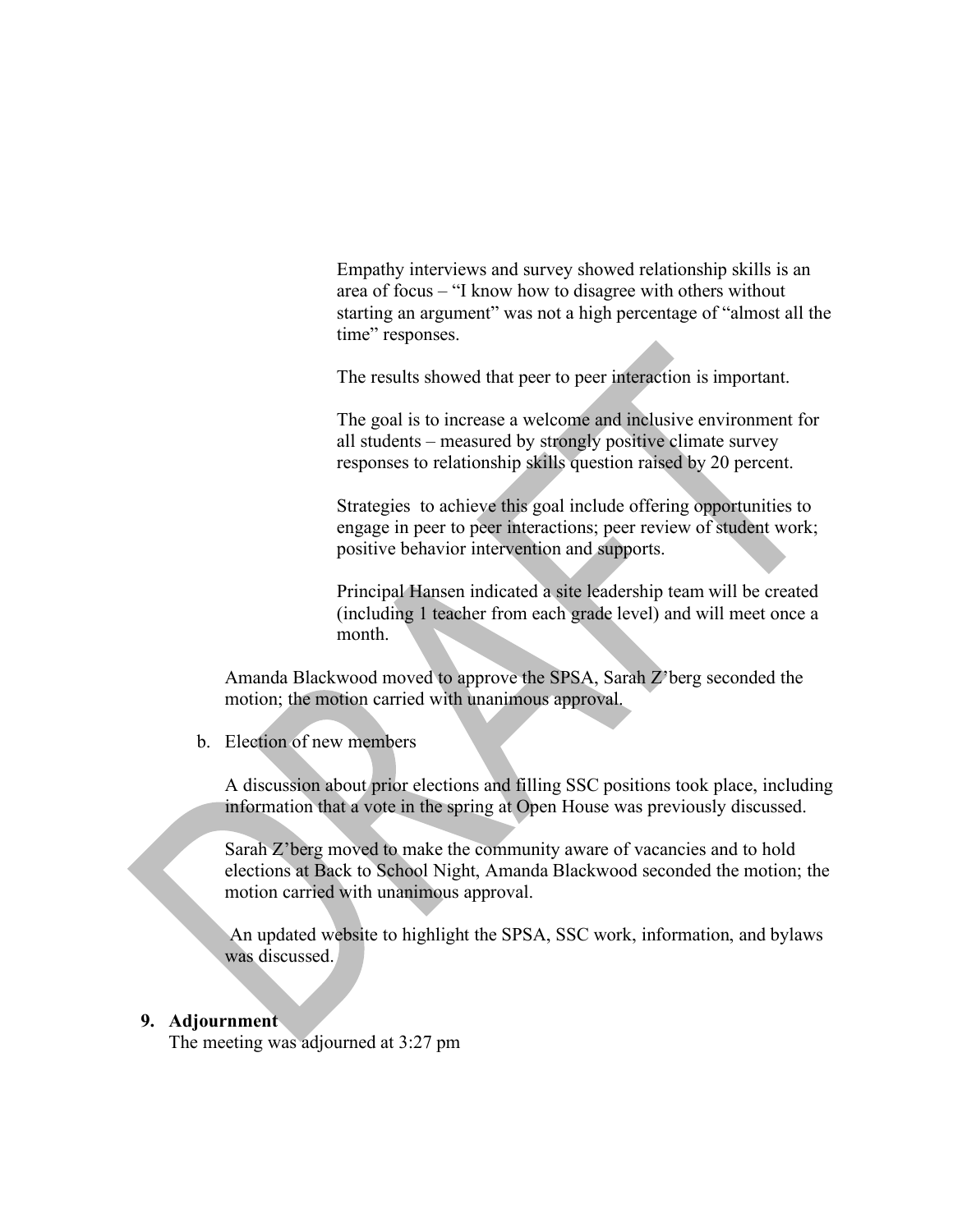Empathy interviews and survey showed relationship skills is an area of focus – "I know how to disagree with others without starting an argument" was not a high percentage of "almost all the time" responses.

The results showed that peer to peer interaction is important.

The goal is to increase a welcome and inclusive environment for all students – measured by strongly positive climate survey responses to relationship skills question raised by 20 percent.

Strategies to achieve this goal include offering opportunities to engage in peer to peer interactions; peer review of student work; positive behavior intervention and supports.

Principal Hansen indicated a site leadership team will be created (including 1 teacher from each grade level) and will meet once a month.

Amanda Blackwood moved to approve the SPSA, Sarah Z'berg seconded the motion; the motion carried with unanimous approval.

b. Election of new members

A discussion about prior elections and filling SSC positions took place, including information that a vote in the spring at Open House was previously discussed.

Sarah Z'berg moved to make the community aware of vacancies and to hold elections at Back to School Night, Amanda Blackwood seconded the motion; the motion carried with unanimous approval.

An updated website to highlight the SPSA, SSC work, information, and bylaws was discussed.

**9. Adjournment**

The meeting was adjourned at 3:27 pm